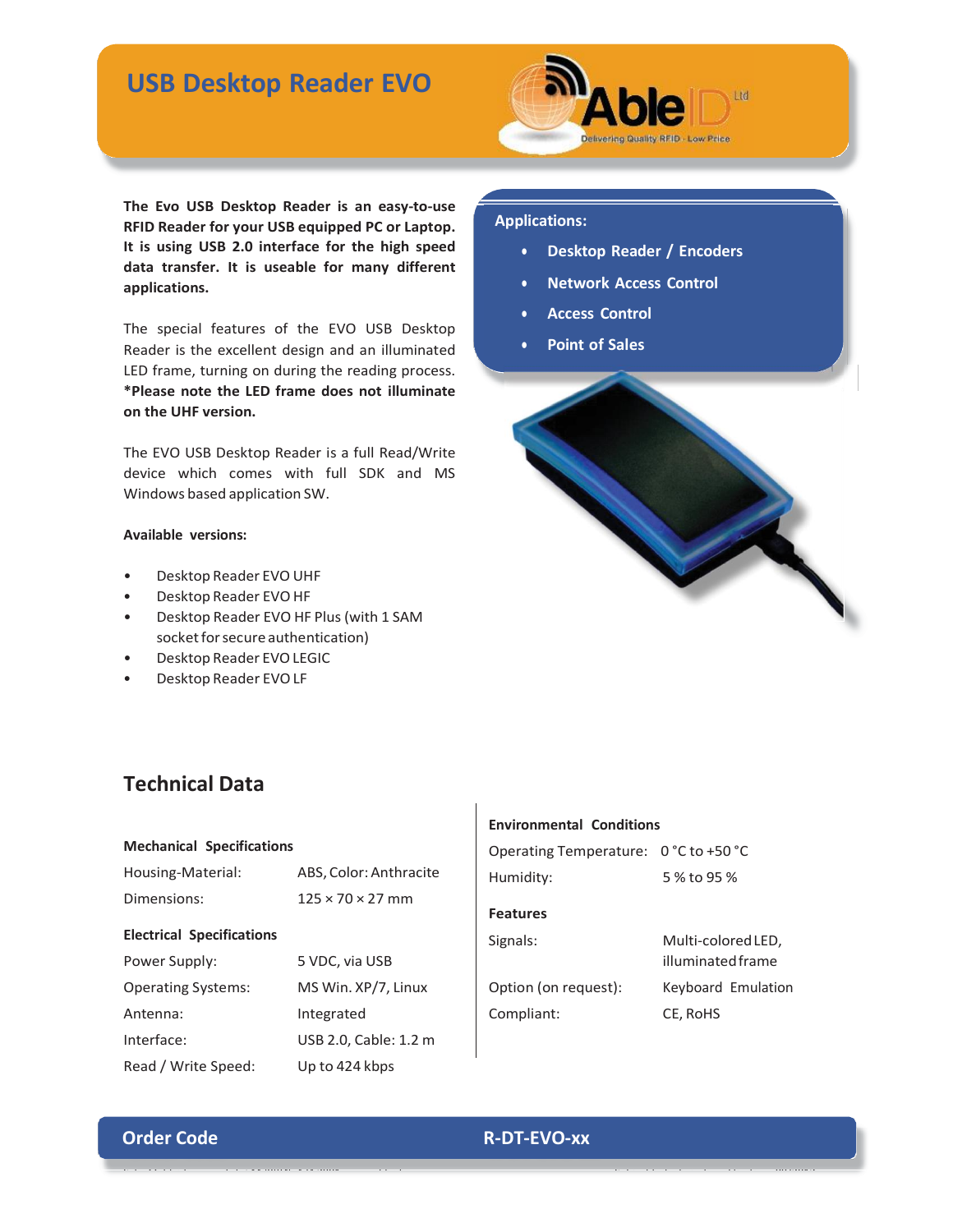# USB Desktop Reader EVO

**The Evo USB Desktop Reader is an easy-to-use RFID Reader for your USB equipped PC or Laptop. It is using USB 2.0 interface for the high speed data transfer. It is useable for many different applications.**

The special features of the EVO USB Desktop Reader is the excellent design and an illuminated LED frame, turning on during the reading process. ***Please note the LED frame does not illuminate on the UHF version.**

The EVO USB Desktop Reader is a full Read/Write device which comes with full SDK and MS Windows based application SW.

**Available versions:**

- Desktop Reader EVO UHF
- Desktop Reader EVO HF
- Desktop Reader EVO HF Plus (with 1 SAM socket for secure authentication)
- Desktop Reader EVO LEGIC
- Desktop Reader EVO LF

**Applications:**

- Desktop Reader / Encoders
- Network Access Control
- Access Control
- Point of Sales

## Technical Data

**Mechanical Specifications**

| | |
|---|---|
| Housing-Material: | ABS, Color: Anthracite |
| Dimensions: | 125 × 70 × 27 mm |

**Electrical Specifications**

| | |
|---|---|
| Power Supply: | 5 VDC, via USB |
| Operating Systems: | MS Win. XP/7, Linux |
| Antenna: | Integrated |
| Interface: | USB 2.0, Cable: 1.2 m |
| Read / Write Speed: | Up to 424 kbps |

**Environmental Conditions**

| | |
|---|---|
| Operating Temperature: | 0 °C to +50 °C |
| Humidity: | 5 % to 95 % |

**Features**

| | |
|---|---|
| Signals: | Multi-colored LED, illuminated frame |
| Option (on request): | Keyboard Emulation |
| Compliant: | CE, RoHS |

**Order Code** R-DT-EVO-xx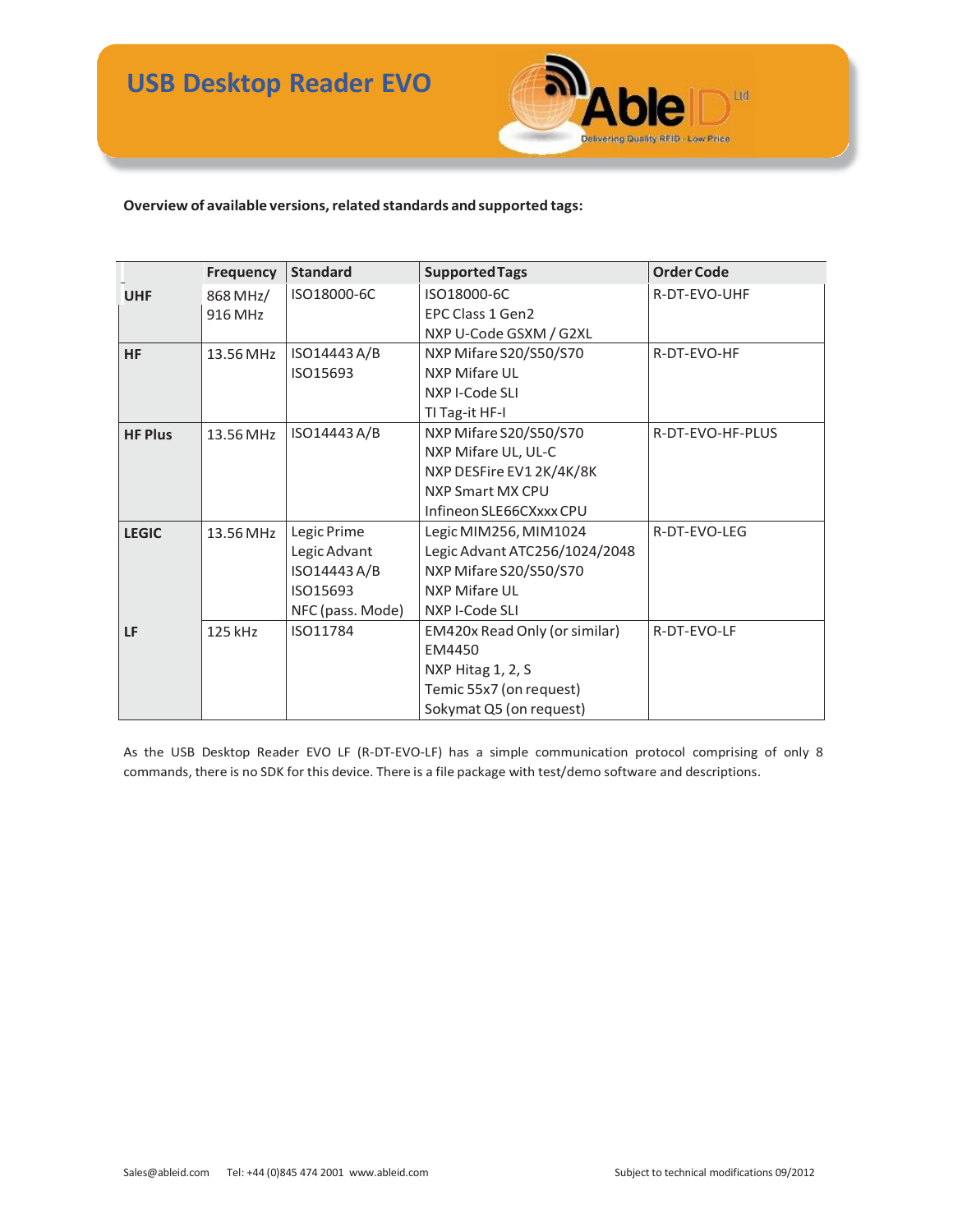# USB Desktop Reader EVO

**Overview of available versions, related standards and supported tags:**

| | Frequency | Standard | Supported Tags | Order Code |
|---|---|---|---|---|
| **UHF** | 868 MHz/ 916 MHz | ISO18000-6C | ISO18000-6C<br>EPC Class 1 Gen2<br>NXP U-Code GSXM / G2XL | R-DT-EVO-UHF |
| **HF** | 13.56 MHz | ISO14443 A/B<br>ISO15693 | NXP Mifare S20/S50/S70<br>NXP Mifare UL<br>NXP I-Code SLI<br>TI Tag-it HF-I | R-DT-EVO-HF |
| **HF Plus** | 13.56 MHz | ISO14443 A/B | NXP Mifare S20/S50/S70<br>NXP Mifare UL, UL-C<br>NXP DESFire EV1 2K/4K/8K<br>NXP Smart MX CPU<br>Infineon SLE66CXxxx CPU | R-DT-EVO-HF-PLUS |
| **LEGIC** | 13.56 MHz | Legic Prime<br>Legic Advant<br>ISO14443 A/B<br>ISO15693<br>NFC (pass. Mode) | Legic MIM256, MIM1024<br>Legic Advant ATC256/1024/2048<br>NXP Mifare S20/S50/S70<br>NXP Mifare UL<br>NXP I-Code SLI | R-DT-EVO-LEG |
| **LF** | 125 kHz | ISO11784 | EM420x Read Only (or similar)<br>EM4450<br>NXP Hitag 1, 2, S<br>Temic 55x7 (on request)<br>Sokymat Q5 (on request) | R-DT-EVO-LF |

As the USB Desktop Reader EVO LF (R-DT-EVO-LF) has a simple communication protocol comprising of only 8 commands, there is no SDK for this device. There is a file package with test/demo software and descriptions.

Sales@ableid.com Tel: +44 (0)845 474 2001 www.ableid.com Subject to technical modifications 09/2012